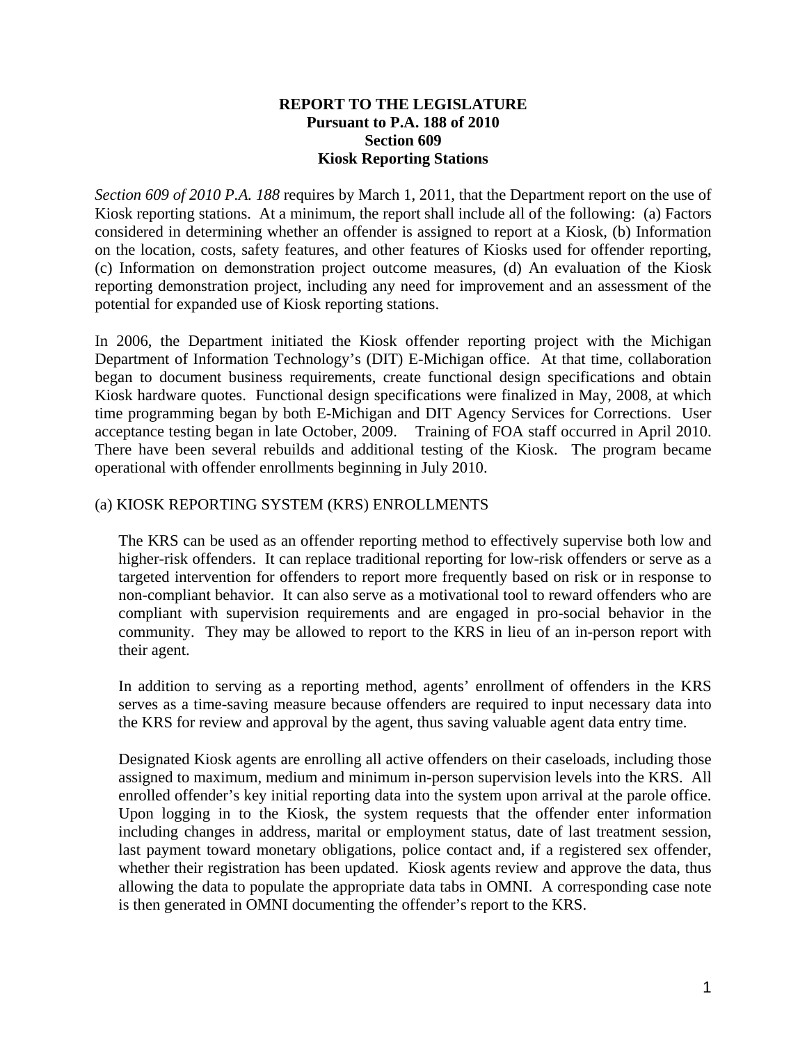**REPORT TO THE LEGISLATURE**
**Pursuant to P.A. 188 of 2010**
**Section 609**
**Kiosk Reporting Stations**

*Section 609 of 2010 P.A. 188* requires by March 1, 2011, that the Department report on the use of Kiosk reporting stations. At a minimum, the report shall include all of the following: (a) Factors considered in determining whether an offender is assigned to report at a Kiosk, (b) Information on the location, costs, safety features, and other features of Kiosks used for offender reporting, (c) Information on demonstration project outcome measures, (d) An evaluation of the Kiosk reporting demonstration project, including any need for improvement and an assessment of the potential for expanded use of Kiosk reporting stations.

In 2006, the Department initiated the Kiosk offender reporting project with the Michigan Department of Information Technology's (DIT) E-Michigan office. At that time, collaboration began to document business requirements, create functional design specifications and obtain Kiosk hardware quotes. Functional design specifications were finalized in May, 2008, at which time programming began by both E-Michigan and DIT Agency Services for Corrections. User acceptance testing began in late October, 2009. Training of FOA staff occurred in April 2010. There have been several rebuilds and additional testing of the Kiosk. The program became operational with offender enrollments beginning in July 2010.

(a) KIOSK REPORTING SYSTEM (KRS) ENROLLMENTS

The KRS can be used as an offender reporting method to effectively supervise both low and higher-risk offenders. It can replace traditional reporting for low-risk offenders or serve as a targeted intervention for offenders to report more frequently based on risk or in response to non-compliant behavior. It can also serve as a motivational tool to reward offenders who are compliant with supervision requirements and are engaged in pro-social behavior in the community. They may be allowed to report to the KRS in lieu of an in-person report with their agent.

In addition to serving as a reporting method, agents' enrollment of offenders in the KRS serves as a time-saving measure because offenders are required to input necessary data into the KRS for review and approval by the agent, thus saving valuable agent data entry time.

Designated Kiosk agents are enrolling all active offenders on their caseloads, including those assigned to maximum, medium and minimum in-person supervision levels into the KRS. All enrolled offender's key initial reporting data into the system upon arrival at the parole office. Upon logging in to the Kiosk, the system requests that the offender enter information including changes in address, marital or employment status, date of last treatment session, last payment toward monetary obligations, police contact and, if a registered sex offender, whether their registration has been updated. Kiosk agents review and approve the data, thus allowing the data to populate the appropriate data tabs in OMNI. A corresponding case note is then generated in OMNI documenting the offender's report to the KRS.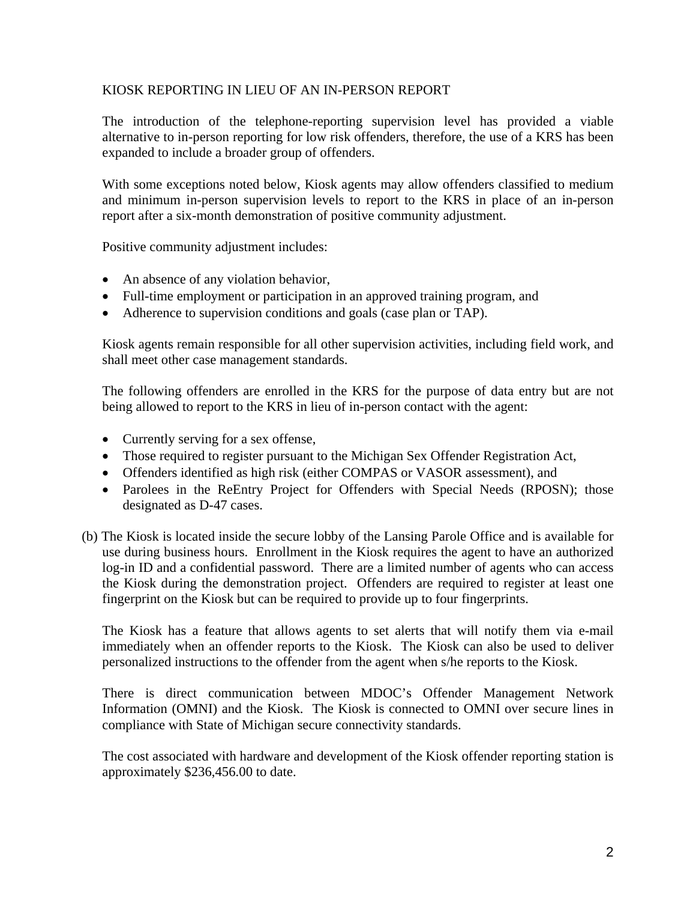KIOSK REPORTING IN LIEU OF AN IN-PERSON REPORT

The introduction of the telephone-reporting supervision level has provided a viable alternative to in-person reporting for low risk offenders, therefore, the use of a KRS has been expanded to include a broader group of offenders.

With some exceptions noted below, Kiosk agents may allow offenders classified to medium and minimum in-person supervision levels to report to the KRS in place of an in-person report after a six-month demonstration of positive community adjustment.

Positive community adjustment includes:

- An absence of any violation behavior,
- Full-time employment or participation in an approved training program, and
- Adherence to supervision conditions and goals (case plan or TAP).

Kiosk agents remain responsible for all other supervision activities, including field work, and shall meet other case management standards.

The following offenders are enrolled in the KRS for the purpose of data entry but are not being allowed to report to the KRS in lieu of in-person contact with the agent:

- Currently serving for a sex offense,
- Those required to register pursuant to the Michigan Sex Offender Registration Act,
- Offenders identified as high risk (either COMPAS or VASOR assessment), and
- Parolees in the ReEntry Project for Offenders with Special Needs (RPOSN); those designated as D-47 cases.

(b) The Kiosk is located inside the secure lobby of the Lansing Parole Office and is available for use during business hours. Enrollment in the Kiosk requires the agent to have an authorized log-in ID and a confidential password. There are a limited number of agents who can access the Kiosk during the demonstration project. Offenders are required to register at least one fingerprint on the Kiosk but can be required to provide up to four fingerprints.

The Kiosk has a feature that allows agents to set alerts that will notify them via e-mail immediately when an offender reports to the Kiosk. The Kiosk can also be used to deliver personalized instructions to the offender from the agent when s/he reports to the Kiosk.

There is direct communication between MDOC's Offender Management Network Information (OMNI) and the Kiosk. The Kiosk is connected to OMNI over secure lines in compliance with State of Michigan secure connectivity standards.

The cost associated with hardware and development of the Kiosk offender reporting station is approximately $236,456.00 to date.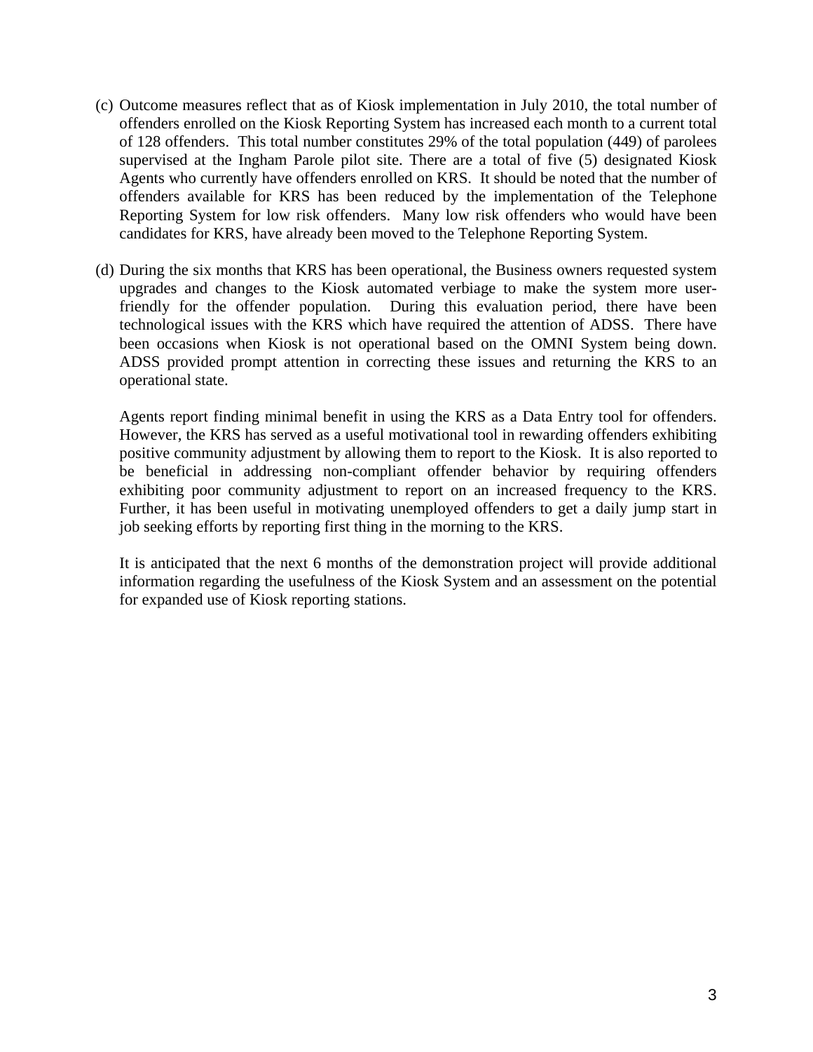(c) Outcome measures reflect that as of Kiosk implementation in July 2010, the total number of offenders enrolled on the Kiosk Reporting System has increased each month to a current total of 128 offenders. This total number constitutes 29% of the total population (449) of parolees supervised at the Ingham Parole pilot site. There are a total of five (5) designated Kiosk Agents who currently have offenders enrolled on KRS. It should be noted that the number of offenders available for KRS has been reduced by the implementation of the Telephone Reporting System for low risk offenders. Many low risk offenders who would have been candidates for KRS, have already been moved to the Telephone Reporting System.

(d) During the six months that KRS has been operational, the Business owners requested system upgrades and changes to the Kiosk automated verbiage to make the system more user-friendly for the offender population. During this evaluation period, there have been technological issues with the KRS which have required the attention of ADSS. There have been occasions when Kiosk is not operational based on the OMNI System being down. ADSS provided prompt attention in correcting these issues and returning the KRS to an operational state.

Agents report finding minimal benefit in using the KRS as a Data Entry tool for offenders. However, the KRS has served as a useful motivational tool in rewarding offenders exhibiting positive community adjustment by allowing them to report to the Kiosk. It is also reported to be beneficial in addressing non-compliant offender behavior by requiring offenders exhibiting poor community adjustment to report on an increased frequency to the KRS. Further, it has been useful in motivating unemployed offenders to get a daily jump start in job seeking efforts by reporting first thing in the morning to the KRS.

It is anticipated that the next 6 months of the demonstration project will provide additional information regarding the usefulness of the Kiosk System and an assessment on the potential for expanded use of Kiosk reporting stations.